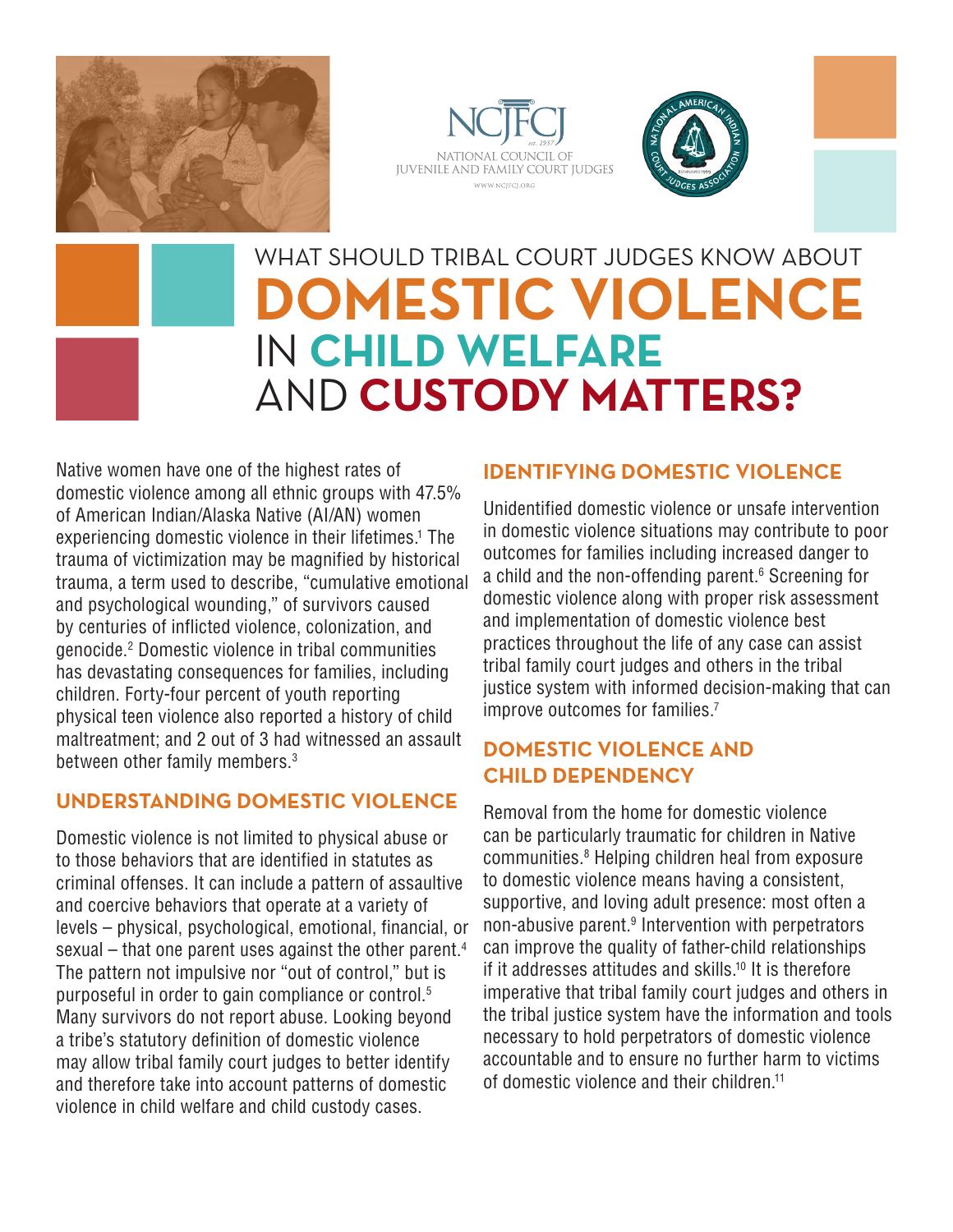NCJFCJ
est. 1937
NATIONAL COUNCIL OF JUVENILE AND FAMILY COURT JUDGES
WWW.NCJFCJ.ORG

NATIONAL AMERICAN INDIAN COURT JUDGES ASSOCIATION

# WHAT SHOULD TRIBAL COURT JUDGES KNOW ABOUT DOMESTIC VIOLENCE IN CHILD WELFARE AND CUSTODY MATTERS?

Native women have one of the highest rates of domestic violence among all ethnic groups with 47.5% of American Indian/Alaska Native (AI/AN) women experiencing domestic violence in their lifetimes.[1] The trauma of victimization may be magnified by historical trauma, a term used to describe, "cumulative emotional and psychological wounding," of survivors caused by centuries of inflicted violence, colonization, and genocide.[2] Domestic violence in tribal communities has devastating consequences for families, including children. Forty-four percent of youth reporting physical teen violence also reported a history of child maltreatment; and 2 out of 3 had witnessed an assault between other family members.[3]

## UNDERSTANDING DOMESTIC VIOLENCE

Domestic violence is not limited to physical abuse or to those behaviors that are identified in statutes as criminal offenses. It can include a pattern of assaultive and coercive behaviors that operate at a variety of levels – physical, psychological, emotional, financial, or sexual – that one parent uses against the other parent.[4] The pattern not impulsive nor "out of control," but is purposeful in order to gain compliance or control.[5] Many survivors do not report abuse. Looking beyond a tribe's statutory definition of domestic violence may allow tribal family court judges to better identify and therefore take into account patterns of domestic violence in child welfare and child custody cases.

## IDENTIFYING DOMESTIC VIOLENCE

Unidentified domestic violence or unsafe intervention in domestic violence situations may contribute to poor outcomes for families including increased danger to a child and the non-offending parent.[6] Screening for domestic violence along with proper risk assessment and implementation of domestic violence best practices throughout the life of any case can assist tribal family court judges and others in the tribal justice system with informed decision-making that can improve outcomes for families.[7]

## DOMESTIC VIOLENCE AND CHILD DEPENDENCY

Removal from the home for domestic violence can be particularly traumatic for children in Native communities.[8] Helping children heal from exposure to domestic violence means having a consistent, supportive, and loving adult presence: most often a non-abusive parent.[9] Intervention with perpetrators can improve the quality of father-child relationships if it addresses attitudes and skills.[10] It is therefore imperative that tribal family court judges and others in the tribal justice system have the information and tools necessary to hold perpetrators of domestic violence accountable and to ensure no further harm to victims of domestic violence and their children.[11]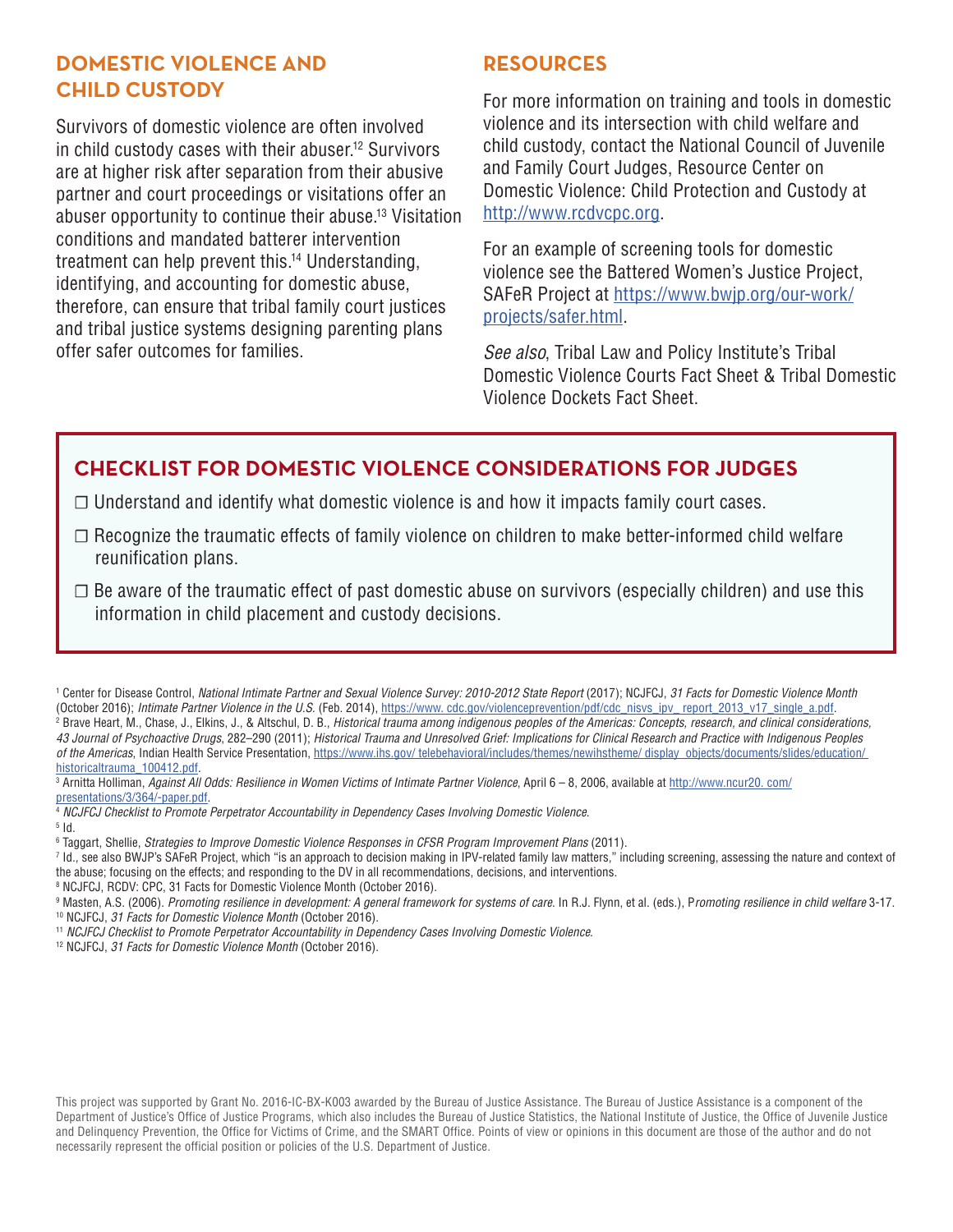## DOMESTIC VIOLENCE AND CHILD CUSTODY

Survivors of domestic violence are often involved in child custody cases with their abuser.[12] Survivors are at higher risk after separation from their abusive partner and court proceedings or visitations offer an abuser opportunity to continue their abuse.[13] Visitation conditions and mandated batterer intervention treatment can help prevent this.[14] Understanding, identifying, and accounting for domestic abuse, therefore, can ensure that tribal family court justices and tribal justice systems designing parenting plans offer safer outcomes for families.

## RESOURCES

For more information on training and tools in domestic violence and its intersection with child welfare and child custody, contact the National Council of Juvenile and Family Court Judges, Resource Center on Domestic Violence: Child Protection and Custody at http://www.rcdvcpc.org.

For an example of screening tools for domestic violence see the Battered Women's Justice Project, SAFeR Project at https://www.bwjp.org/our-work/projects/safer.html.

*See also*, Tribal Law and Policy Institute's Tribal Domestic Violence Courts Fact Sheet & Tribal Domestic Violence Dockets Fact Sheet.

## CHECKLIST FOR DOMESTIC VIOLENCE CONSIDERATIONS FOR JUDGES

- ☐ Understand and identify what domestic violence is and how it impacts family court cases.
- ☐ Recognize the traumatic effects of family violence on children to make better-informed child welfare reunification plans.
- ☐ Be aware of the traumatic effect of past domestic abuse on survivors (especially children) and use this information in child placement and custody decisions.

[1] Center for Disease Control, *National Intimate Partner and Sexual Violence Survey: 2010-2012 State Report* (2017); NCJFCJ, *31 Facts for Domestic Violence Month* (October 2016); *Intimate Partner Violence in the U.S.* (Feb. 2014), https://www.cdc.gov/violenceprevention/pdf/cdc_nisvs_ipv_report_2013_v17_single_a.pdf.

[2] Brave Heart, M., Chase, J., Elkins, J., & Altschul, D. B., *Historical trauma among indigenous peoples of the Americas: Concepts, research, and clinical considerations, 43 Journal of Psychoactive Drugs*, 282–290 (2011); *Historical Trauma and Unresolved Grief: Implications for Clinical Research and Practice with Indigenous Peoples of the Americas*, Indian Health Service Presentation, https://www.ihs.gov/telebehavioral/includes/themes/newihstheme/display_objects/documents/slides/education/historicaltrauma_100412.pdf.

[3] Arnitta Holliman, *Against All Odds: Resilience in Women Victims of Intimate Partner Violence*, April 6 – 8, 2006, available at http://www.ncur20.com/presentations/3/364/-paper.pdf.

[4] *NCJFCJ Checklist to Promote Perpetrator Accountability in Dependency Cases Involving Domestic Violence*.

[5] Id.

[6] Taggart, Shellie, *Strategies to Improve Domestic Violence Responses in CFSR Program Improvement Plans* (2011).

[7] Id., see also BWJP's SAFeR Project, which "is an approach to decision making in IPV-related family law matters," including screening, assessing the nature and context of the abuse; focusing on the effects; and responding to the DV in all recommendations, decisions, and interventions.

[8] NCJFCJ, RCDV: CPC, 31 Facts for Domestic Violence Month (October 2016).

[9] Masten, A.S. (2006). *Promoting resilience in development: A general framework for systems of care*. In R.J. Flynn, et al. (eds.), *Promoting resilience in child welfare* 3-17.

[10] NCJFCJ, *31 Facts for Domestic Violence Month* (October 2016).

[11] *NCJFCJ Checklist to Promote Perpetrator Accountability in Dependency Cases Involving Domestic Violence*.

[12] NCJFCJ, *31 Facts for Domestic Violence Month* (October 2016).

This project was supported by Grant No. 2016-IC-BX-K003 awarded by the Bureau of Justice Assistance. The Bureau of Justice Assistance is a component of the Department of Justice's Office of Justice Programs, which also includes the Bureau of Justice Statistics, the National Institute of Justice, the Office of Juvenile Justice and Delinquency Prevention, the Office for Victims of Crime, and the SMART Office. Points of view or opinions in this document are those of the author and do not necessarily represent the official position or policies of the U.S. Department of Justice.